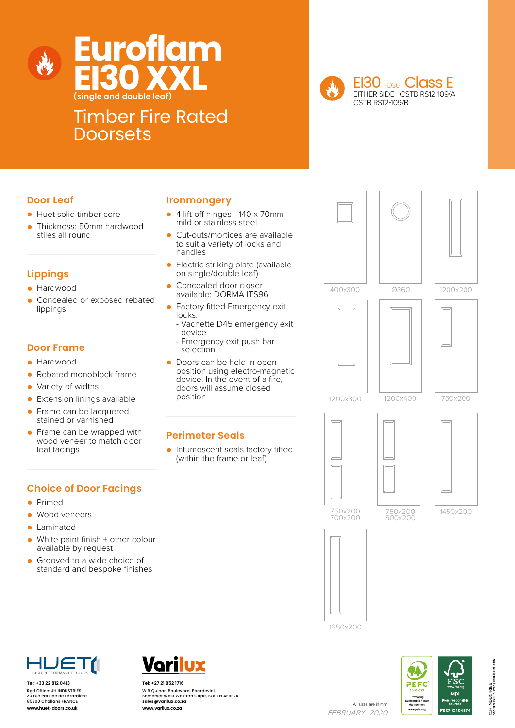# Euroflam EI30 XXL

(single and double leaf)

## Timber Fire Rated Doorsets

EI30 FD30 Class E

EITHER SIDE - CSTB RS12-109/A - CSTB RS12-109/B

### Door Leaf

- Huet solid timber core
- Thickness: 50mm hardwood stiles all round

### Lippings

- Hardwood
- Concealed or exposed rebated lippings

### Door Frame

- Hardwood
- Rebated monoblock frame
- Variety of widths
- Extension linings available
- Frame can be lacquered, stained or varnished
- Frame can be wrapped with wood veneer to match door leaf facings

### Choice of Door Facings

- Primed
- Wood veneers
- Laminated
- White paint finish + other colour available by request
- Grooved to a wide choice of standard and bespoke finishes

### Ironmongery

- 4 lift-off hinges - 140 x 70mm mild or stainless steel
- Cut-outs/mortices are available to suit a variety of locks and handles
- Electric striking plate (available on single/double leaf)
- Concealed door closer available: DORMA ITS96
- Factory fitted Emergency exit locks:
  - Vachette D45 emergency exit device
  - Emergency exit push bar selection
- Doors can be held in open position using electro-magnetic device. In the event of a fire, doors will assume closed position

### Perimeter Seals

- Intumescent seals factory fitted (within the frame or leaf)

400x300

Ø360

1200x200

1200x300

1200x400

750x200

750x200
700x200

750x200
500x200

1450x200

1650x200

All sizes are in mm

FEBRUARY 2020

HUET HIGH PERFORMANCE DOORS

Tel: +33 22 812 0413
Rgd Office: JH INDUSTRIES
30 rue Pauline de Lézardière
85300 Challans FRANCE
www.huet-doors.co.uk

Varilux

Tel: +27 21 852 1716
W.R Quinan Boulevard, Paardevlei,
Somerset West Western Cape, SOUTH AFRICA
sales@varilux.co.za
www.varilux.co.za

PEFC 10-31-523 Promoting Sustainable Forest Management www.pefc.org

FSC www.fsc.org MIX From responsible sources FSC® C104874

©JH INDUSTRIES
Any reproduction, even partial, is forbidden.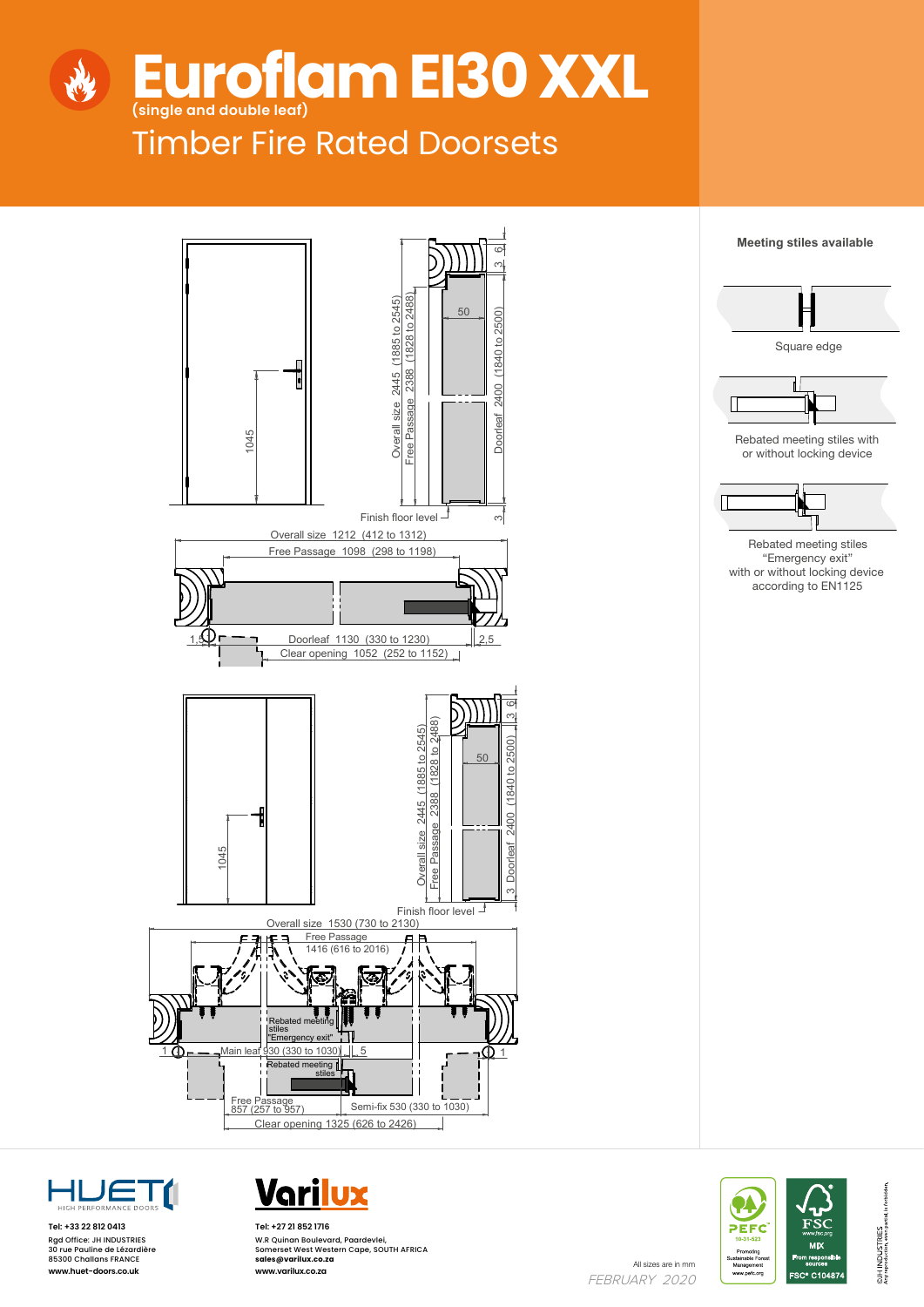# Euroflam EI30 XXL

(single and double leaf)

## Timber Fire Rated Doorsets

1045

Overall size 2445 (1885 to 2545)

Free Passage 2388 (1828 to 2488)

Doorleaf 2400 (1840 to 2500)

50

3

6

3

Finish floor level

Overall size 1212 (412 to 1312)

Free Passage 1098 (298 to 1198)

Doorleaf 1130 (330 to 1230)

Clear opening 1052 (252 to 1152)

1,5

2,5

1045

Overall size 2445 (1885 to 2545)

Free Passage 2388 (1828 to 2488)

Doorleaf 2400 (1840 to 2500)

50

Finish floor level

Overall size 1530 (730 to 2130)

Free Passage 1416 (616 to 2016)

Rebated meeting stiles "Emergency exit"

Main leaf 930 (330 to 1030)

5

Rebated meeting stiles

Free Passage 857 (257 to 957)

Semi-fix 530 (330 to 1030)

Clear opening 1325 (626 to 2426)

1

### Meeting stiles available

Square edge

Rebated meeting stiles with or without locking device

Rebated meeting stiles "Emergency exit" with or without locking device according to EN1125

**HUET** HIGH PERFORMANCE DOORS

**Tel: +33 22 812 0413**

Rgd Office: JH INDUSTRIES
30 rue Pauline de Lézardière
85300 Challans FRANCE
**www.huet-doors.co.uk**

**Varilux**

**Tel: +27 21 852 1716**

W.R Quinan Boulevard, Paardevlei,
Somerset West Western Cape, SOUTH AFRICA
**sales@varilux.co.za**
**www.varilux.co.za**

All sizes are in mm

*FEBRUARY 2020*

PEFC 10-31-523 Promoting Sustainable Forest Management www.pefc.org

FSC www.fsc.org MIX From responsible sources FSC® C104874

©JH INDUSTRIES Any reproduction, even partial, is forbidden.